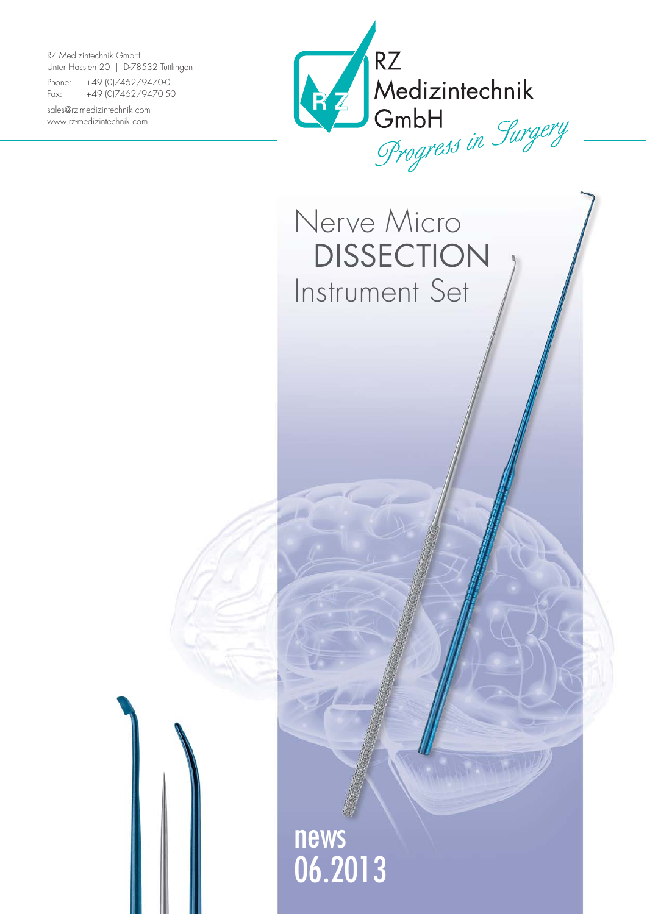RZ Medizintechnik GmbH
Unter Hasslen 20 | D-78532 Tuttlingen

Phone: +49 (0)7462/9470-0
Fax: +49 (0)7462/9470-50

sales@rz-medizintechnik.com
www.rz-medizintechnik.com

RZ
Medizintechnik
GmbH
*Progress in Surgery*

# Nerve Micro DISSECTION Instrument Set

**news**
**06.2013**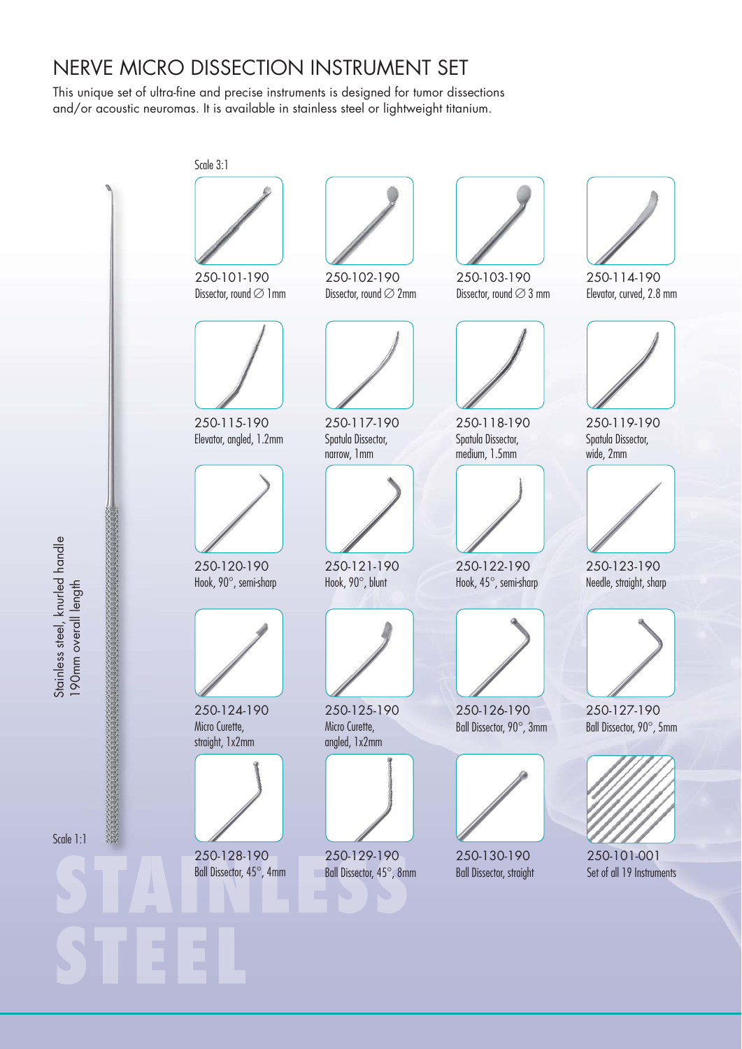# NERVE MICRO DISSECTION INSTRUMENT SET

This unique set of ultra-fine and precise instruments is designed for tumor dissections and/or acoustic neuromas. It is available in stainless steel or lightweight titanium.

Scale 3:1

250-101-190
Dissector, round ∅ 1mm

250-102-190
Dissector, round ∅ 2mm

250-103-190
Dissector, round ∅ 3 mm

250-114-190
Elevator, curved, 2.8 mm

250-115-190
Elevator, angled, 1.2mm

250-117-190
Spatula Dissector, narrow, 1mm

250-118-190
Spatula Dissector, medium, 1.5mm

250-119-190
Spatula Dissector, wide, 2mm

250-120-190
Hook, 90°, semi-sharp

250-121-190
Hook, 90°, blunt

250-122-190
Hook, 45°, semi-sharp

250-123-190
Needle, straight, sharp

250-124-190
Micro Curette, straight, 1x2mm

250-125-190
Micro Curette, angled, 1x2mm

250-126-190
Ball Dissector, 90°, 3mm

250-127-190
Ball Dissector, 90°, 5mm

250-128-190
Ball Dissector, 45°, 4mm

250-129-190
Ball Dissector, 45°, 8mm

250-130-190
Ball Dissector, straight

250-101-001
Set of all 19 Instruments

Stainless steel, knurled handle
190mm overall length

Scale 1:1

STAINLESS STEEL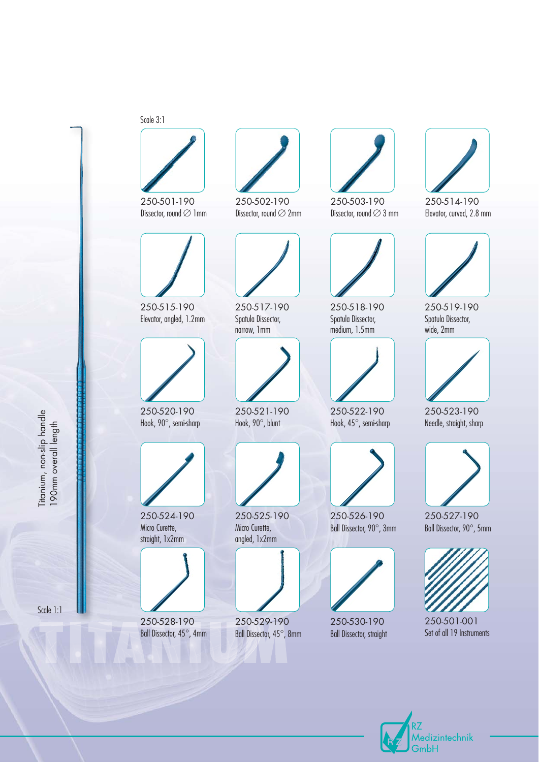Titanium, non-slip handle
190mm overall length

Scale 1:1

Scale 3:1

250-501-190
Dissector, round ∅ 1mm

250-502-190
Dissector, round ∅ 2mm

250-503-190
Dissector, round ∅ 3 mm

250-514-190
Elevator, curved, 2.8 mm

250-515-190
Elevator, angled, 1.2mm

250-517-190
Spatula Dissector, narrow, 1mm

250-518-190
Spatula Dissector, medium, 1.5mm

250-519-190
Spatula Dissector, wide, 2mm

250-520-190
Hook, 90°, semi-sharp

250-521-190
Hook, 90°, blunt

250-522-190
Hook, 45°, semi-sharp

250-523-190
Needle, straight, sharp

250-524-190
Micro Curette, straight, 1x2mm

250-525-190
Micro Curette, angled, 1x2mm

250-526-190
Ball Dissector, 90°, 3mm

250-527-190
Ball Dissector, 90°, 5mm

250-528-190
Ball Dissector, 45°, 4mm

250-529-190
Ball Dissector, 45°, 8mm

250-530-190
Ball Dissector, straight

250-501-001
Set of all 19 Instruments

TITANIUM

RZ Medizintechnik GmbH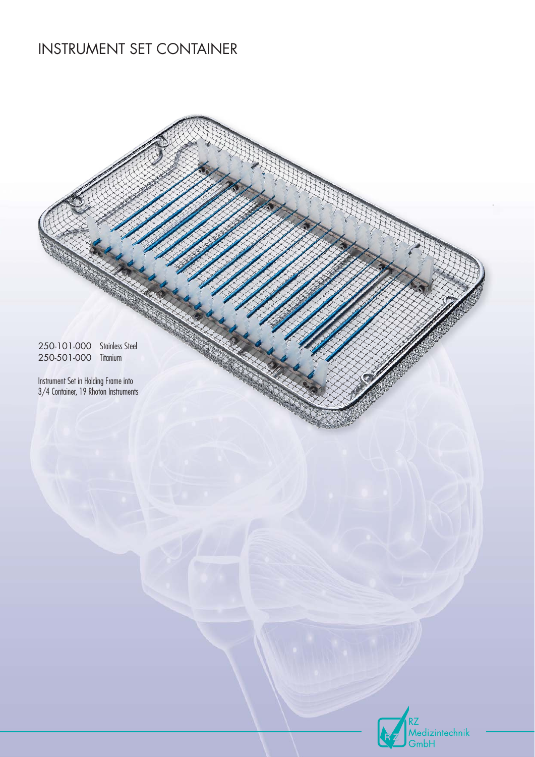# INSTRUMENT SET CONTAINER

| | |
|---|---|
| 250-101-000 | Stainless Steel |
| 250-501-000 | Titanium |

Instrument Set in Holding Frame into
3/4 Container, 19 Rhoton Instruments

RZ
Medizintechnik
GmbH